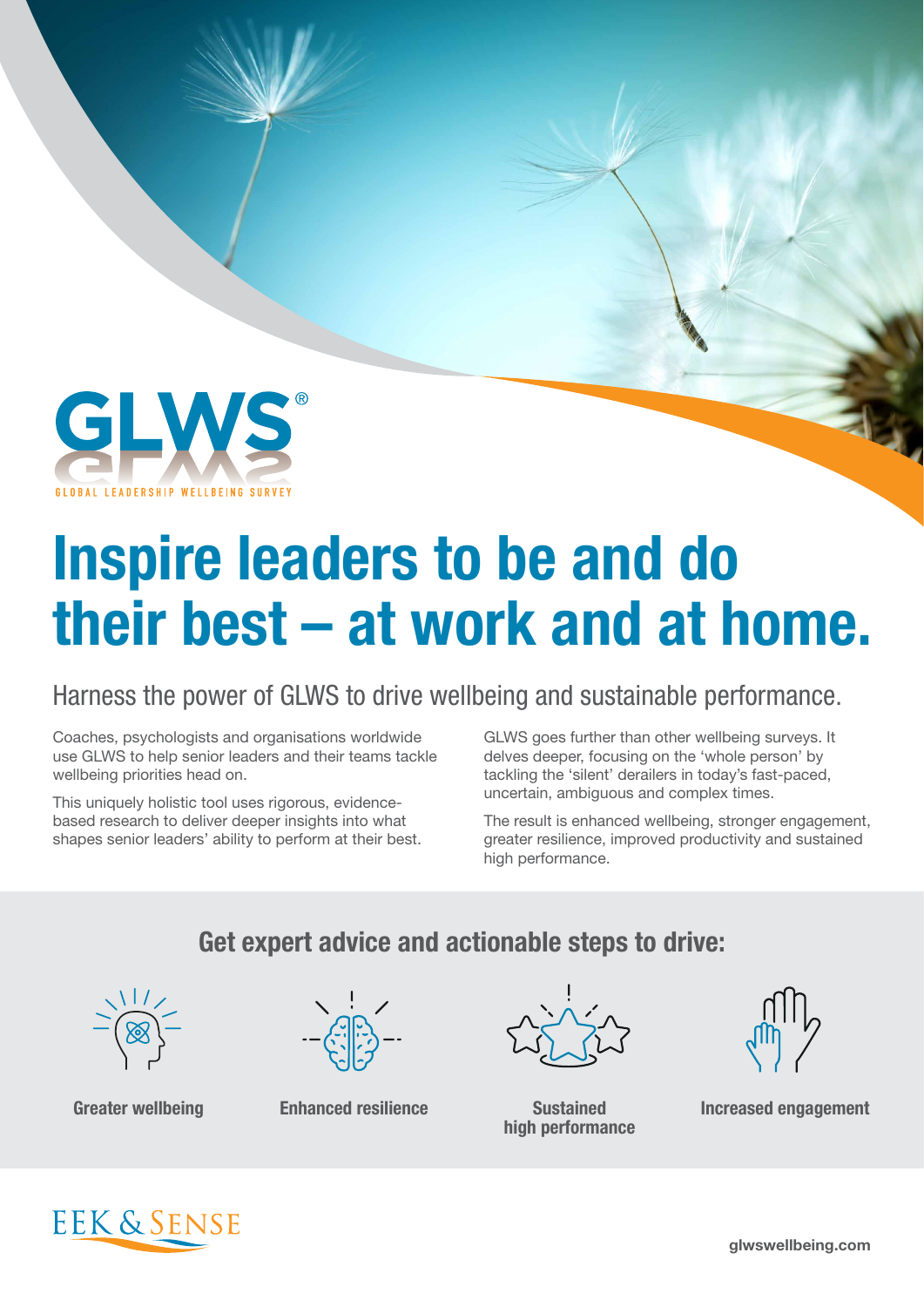GLWS®

GLOBAL LEADERSHIP WELLBEING SURVEY

# Inspire leaders to be and do their best – at work and at home.

## Harness the power of GLWS to drive wellbeing and sustainable performance.

Coaches, psychologists and organisations worldwide use GLWS to help senior leaders and their teams tackle wellbeing priorities head on.

This uniquely holistic tool uses rigorous, evidence-based research to deliver deeper insights into what shapes senior leaders' ability to perform at their best.

GLWS goes further than other wellbeing surveys. It delves deeper, focusing on the 'whole person' by tackling the 'silent' derailers in today's fast-paced, uncertain, ambiguous and complex times.

The result is enhanced wellbeing, stronger engagement, greater resilience, improved productivity and sustained high performance.

## Get expert advice and actionable steps to drive:

- **Greater wellbeing**
- **Enhanced resilience**
- **Sustained high performance**
- **Increased engagement**

EEK & SENSE

glwswellbeing.com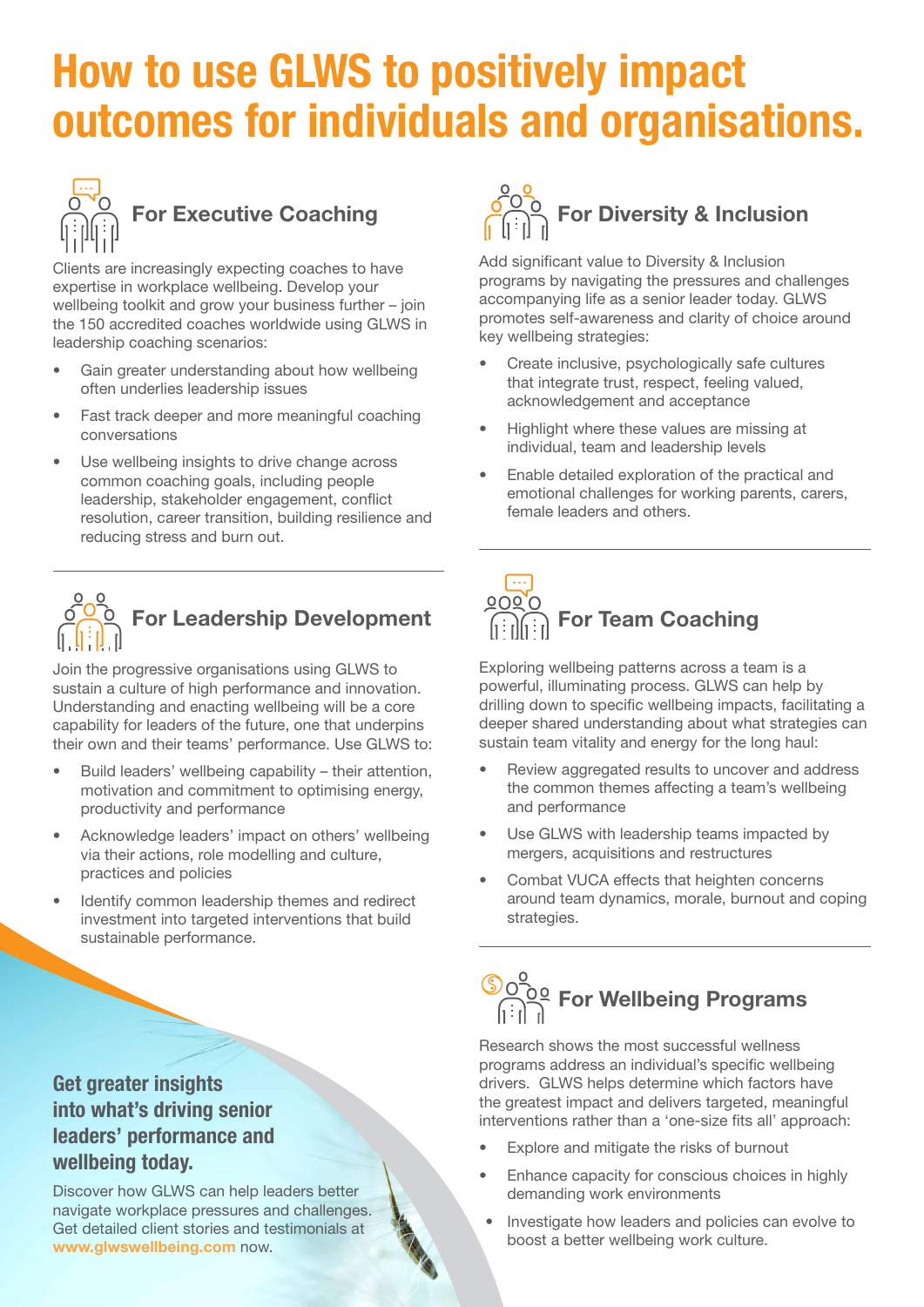# How to use GLWS to positively impact outcomes for individuals and organisations.

## For Executive Coaching

Clients are increasingly expecting coaches to have expertise in workplace wellbeing. Develop your wellbeing toolkit and grow your business further – join the 150 accredited coaches worldwide using GLWS in leadership coaching scenarios:

- Gain greater understanding about how wellbeing often underlies leadership issues
- Fast track deeper and more meaningful coaching conversations
- Use wellbeing insights to drive change across common coaching goals, including people leadership, stakeholder engagement, conflict resolution, career transition, building resilience and reducing stress and burn out.

## For Leadership Development

Join the progressive organisations using GLWS to sustain a culture of high performance and innovation. Understanding and enacting wellbeing will be a core capability for leaders of the future, one that underpins their own and their teams' performance. Use GLWS to:

- Build leaders' wellbeing capability – their attention, motivation and commitment to optimising energy, productivity and performance
- Acknowledge leaders' impact on others' wellbeing via their actions, role modelling and culture, practices and policies
- Identify common leadership themes and redirect investment into targeted interventions that build sustainable performance.

## For Diversity & Inclusion

Add significant value to Diversity & Inclusion programs by navigating the pressures and challenges accompanying life as a senior leader today. GLWS promotes self-awareness and clarity of choice around key wellbeing strategies:

- Create inclusive, psychologically safe cultures that integrate trust, respect, feeling valued, acknowledgement and acceptance
- Highlight where these values are missing at individual, team and leadership levels
- Enable detailed exploration of the practical and emotional challenges for working parents, carers, female leaders and others.

## For Team Coaching

Exploring wellbeing patterns across a team is a powerful, illuminating process. GLWS can help by drilling down to specific wellbeing impacts, facilitating a deeper shared understanding about what strategies can sustain team vitality and energy for the long haul:

- Review aggregated results to uncover and address the common themes affecting a team's wellbeing and performance
- Use GLWS with leadership teams impacted by mergers, acquisitions and restructures
- Combat VUCA effects that heighten concerns around team dynamics, morale, burnout and coping strategies.

## For Wellbeing Programs

Research shows the most successful wellness programs address an individual's specific wellbeing drivers. GLWS helps determine which factors have the greatest impact and delivers targeted, meaningful interventions rather than a 'one-size fits all' approach:

- Explore and mitigate the risks of burnout
- Enhance capacity for conscious choices in highly demanding work environments
- Investigate how leaders and policies can evolve to boost a better wellbeing work culture.

## Get greater insights into what's driving senior leaders' performance and wellbeing today.

Discover how GLWS can help leaders better navigate workplace pressures and challenges. Get detailed client stories and testimonials at **www.glwswellbeing.com** now.